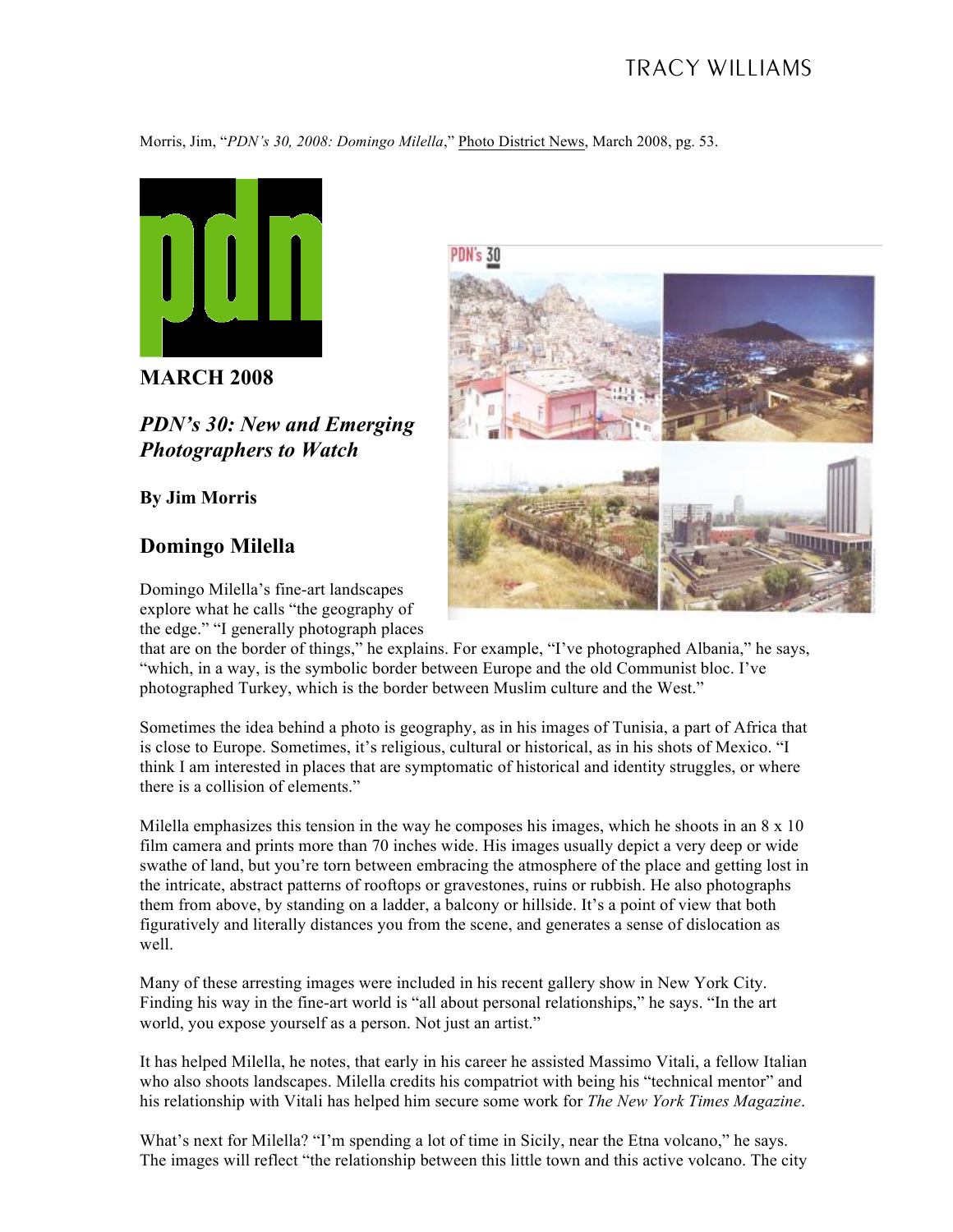Morris, Jim, "*PDN's 30, 2008: Domingo Milella*," Photo District News, March 2008, pg. 53.

**MARCH 2008**

## *PDN's 30: New and Emerging Photographers to Watch*

**By Jim Morris**

## Domingo Milella

Domingo Milella's fine-art landscapes explore what he calls "the geography of the edge." "I generally photograph places that are on the border of things," he explains. For example, "I've photographed Albania," he says, "which, in a way, is the symbolic border between Europe and the old Communist bloc. I've photographed Turkey, which is the border between Muslim culture and the West."

Sometimes the idea behind a photo is geography, as in his images of Tunisia, a part of Africa that is close to Europe. Sometimes, it's religious, cultural or historical, as in his shots of Mexico. "I think I am interested in places that are symptomatic of historical and identity struggles, or where there is a collision of elements."

Milella emphasizes this tension in the way he composes his images, which he shoots in an 8 x 10 film camera and prints more than 70 inches wide. His images usually depict a very deep or wide swathe of land, but you're torn between embracing the atmosphere of the place and getting lost in the intricate, abstract patterns of rooftops or gravestones, ruins or rubbish. He also photographs them from above, by standing on a ladder, a balcony or hillside. It's a point of view that both figuratively and literally distances you from the scene, and generates a sense of dislocation as well.

Many of these arresting images were included in his recent gallery show in New York City. Finding his way in the fine-art world is "all about personal relationships," he says. "In the art world, you expose yourself as a person. Not just an artist."

It has helped Milella, he notes, that early in his career he assisted Massimo Vitali, a fellow Italian who also shoots landscapes. Milella credits his compatriot with being his "technical mentor" and his relationship with Vitali has helped him secure some work for *The New York Times Magazine*.

What's next for Milella? "I'm spending a lot of time in Sicily, near the Etna volcano," he says. The images will reflect "the relationship between this little town and this active volcano. The city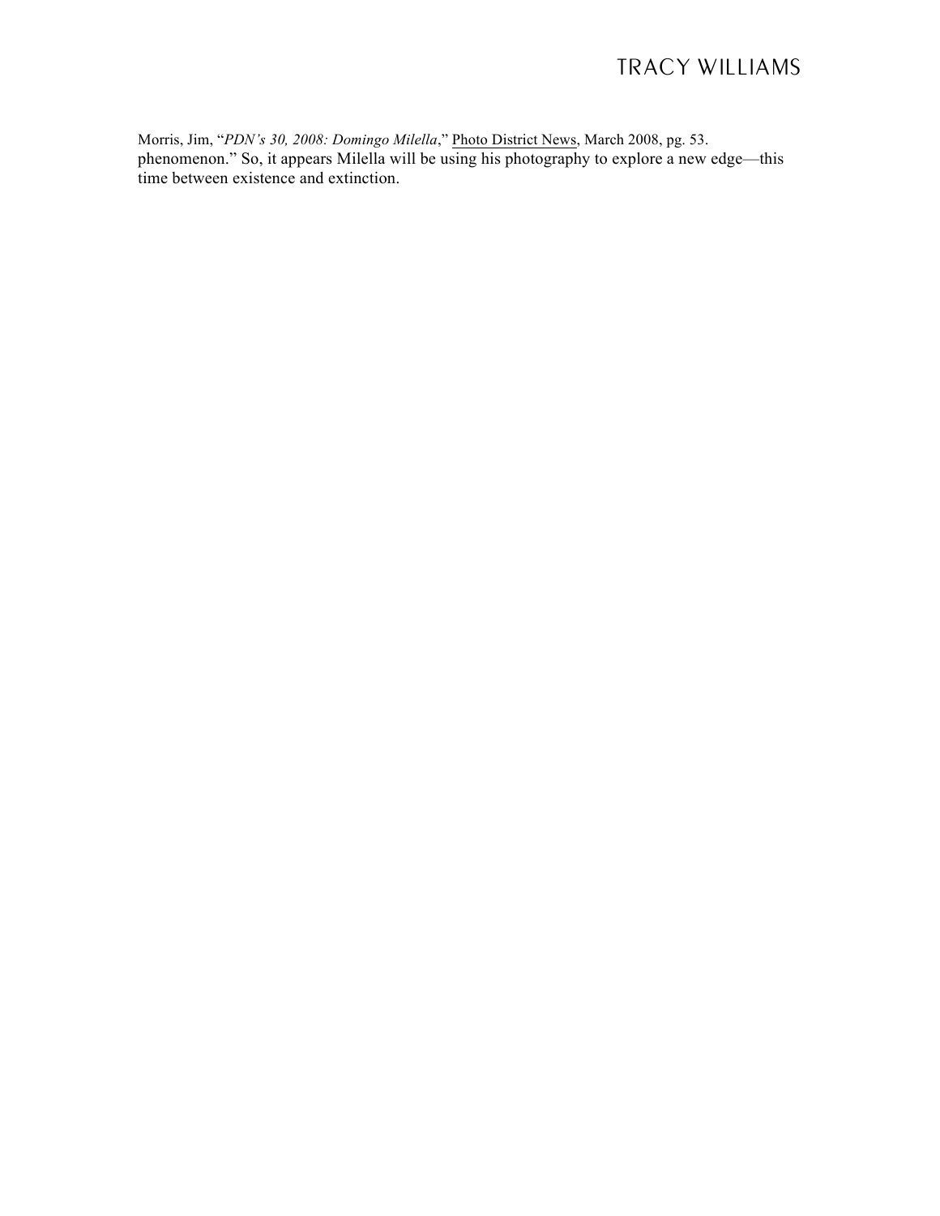Morris, Jim, "*PDN's 30, 2008: Domingo Milella*," Photo District News, March 2008, pg. 53.

phenomenon." So, it appears Milella will be using his photography to explore a new edge—this time between existence and extinction.